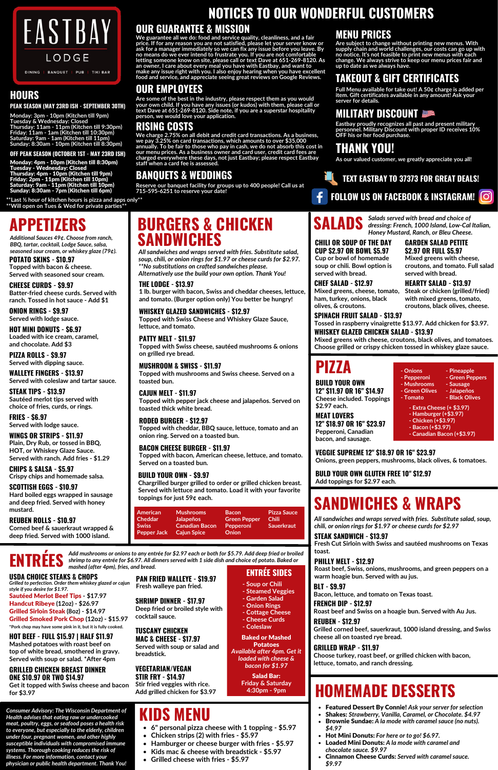# EASTBAY LODGE

DINING | BANQUET | PUB | TIKI BAR

## HOURS

**PEAK SEASON (MAY 23RD ISH - SEPTEMBER 30TH)**

Monday: 3pm - 10pm (Kitchen till 9pm)
Tuesday & Wednesday: Closed
Thursday: 11am - 11pm (Kitchen till 9:30pm)
Friday: 11am - 1am (Kitchen till 10:30pm)
Saturday: 9am - 1am (Kitchen till 11pm)
Sunday: 8:30am - 10pm (Kitchen till 8:30pm)

**OFF PEAK SEASON (OCTOBER 1ST - MAY 23RD ISH)**

Monday: 4pm - 10pm (Kitchen till 8:30pm)
Tuesday - Wednesday: Closed
Thursday: 4pm - 10pm (Kitchen till 9pm)
Friday: 2pm - 11pm (Kitchen till 10pm)
Saturday: 9am - 11pm (Kitchen till 10pm)
Sunday: 8:30am - 7pm (Kitchen till 6pm)

**Last ½ hour of kitchen hours is pizza and apps only**
**Will open on Tues & Wed for private parties**

# NOTICES TO OUR WONDERFUL CUSTOMERS

## OUR GUARANTEE & MISSION

We guarantee all we do: food and service quality, cleanliness, and a fair price. If for any reason you are not satisfied, please let your server know or ask for a manager immediately so we can fix any issue before you leave. By no means do we ever intend to frustrate you. If you are not comfortable letting someone know on site, please call or text Dave at 651-269-8120. As an owner, I care about every meal you have with Eastbay, and want to make any issue right with you. I also enjoy hearing when you have excellent food and service, and appreciate seeing great reviews on Google Reviews.

## OUR EMPLOYEES

Are some of the best in the industry, please respect them as you would your own child. If you have any issues (or kudos) with them, please call or text Dave at 651-269-8120. Side note, if you are a superstar hospitality person, we would love your application.

## RISING COSTS

We charge 2.75% on all debit and credit card transactions. As a business, we pay 3.25% on card transactions, which amounts to over $35,000 annually. To be fair to those who pay in cash, we do not absorb this cost in our menu prices. As a business owner and card user, credit card fees are charged everywhere these days, not just Eastbay; please respect Eastbay staff when a card fee is assessed.

## BANQUETS & WEDDINGS

Reserve our banquet facility for groups up to 400 people! Call us at 715-595-6251 to reserve your date!

## MENU PRICES

Are subject to change without printing new menus. With supply chain and world challenges, our costs can go up with no notice. It's not feasible to print new menus with each change. We always strive to keep our menu prices fair and up to date as we always have.

## TAKEOUT & GIFT CERTIFICATES

Full Menu available for take out! A 50¢ charge is added per item. Gift certificates available in any amount! Ask your server for details.

## MILITARY DISCOUNT

Eastbay proudly recognizes all past and present military personnel. Military Discount with proper ID receives 10% OFF his or her food purchase.

## THANK YOU!

As our valued customer, we greatly appreciate you all!

**TEXT EASTBAY TO 37373 FOR GREAT DEALS!**

**FOLLOW US ON FACEBOOK & INSTAGRAM!**

# APPETIZERS

*Additional Sauces 49¢. Choose from ranch, BBQ, tartar, cocktail, Lodge Sauce, salsa, seasoned sour cream, or whiskey glaze (79¢).*

**POTATO SKINS - $10.97**
Topped with bacon & cheese. Served with seasoned sour cream.

**CHEESE CURDS - $9.97**
Batter-fried cheese curds. Served with ranch. Tossed in hot sauce - Add $1

**ONION RINGS - $9.97**
Served with lodge sauce.

**HOT MINI DONUTS - $6.97**
Loaded with ice cream, caramel, and chocolate. Add $3

**PIZZA ROLLS - $9.97**
Served with dipping sauce.

**WALLEYE FINGERS - $13.97**
Served with coleslaw and tartar sauce.

**STEAK TIPS - $13.97**
Sautéed merlot tips served with choice of fries, curds, or rings.

**FRIES - $6.97**
Served with lodge sauce.

**WINGS OR STRIPS - $11.97**
Plain, Dry Rub, or tossed in BBQ, HOT, or Whiskey Glaze Sauce. Served with ranch. Add fries - $1.29

**CHIPS & SALSA - $5.97**
Crispy chips and homemade salsa.

**SCOTTISH EGGS - $10.97**
Hard boiled eggs wrapped in sausage and deep fried. Served with honey mustard.

**REUBEN ROLLS - $10.97**
Corned beef & sauerkraut wrapped & deep fried. Served with 1000 island.

# BURGERS & CHICKEN SANDWICHES

*All sandwiches and wraps served with fries. Substitute salad, soup, chili, or onion rings for $1.97 or cheese curds for $2.97. **No substitutions on crafted sandwiches please. Alternatively use the build your own option. Thank You!*

**THE LODGE - $13.97**
1 lb. burger with bacon, Swiss and cheddar cheeses, lettuce, and tomato. (Burger option only) You better be hungry!

**WHISKEY GLAZED SANDWICHES - $12.97**
Topped with Swiss Cheese and Whiskey Glaze Sauce, lettuce, and tomato.

**PATTY MELT - $11.97**
Topped with Swiss cheese, sautéed mushrooms & onions on grilled rye bread.

**MUSHROOM & SWISS - $11.97**
Topped with mushrooms and Swiss cheese. Served on a toasted bun.

**CAJUN MELT - $11.97**
Topped with pepper jack cheese and jalapeños. Served on toasted thick white bread.

**RODEO BURGER - $12.97**
Topped with cheddar, BBQ sauce, lettuce, tomato and an onion ring. Served on a toasted bun.

**BACON CHEESE BURGER - $11.97**
Topped with bacon, American cheese, lettuce, and tomato. Served on a toasted bun.

**BUILD YOUR OWN - $9.97**
Chargrilled burger grilled to order or grilled chicken breast. Served with lettuce and tomato. Load it with your favorite toppings for just 59¢ each.

| | | | |
|---|---|---|---|
| American | Mushrooms | Bacon | Pizza Sauce |
| Cheddar | Jalapeños | Green Pepper | Chili |
| Swiss | Canadian Bacon | Pepperoni | Sauerkraut |
| Pepper Jack | Cajun Spice | Onion | |

# SALADS

*Salads served with bread and choice of dressing: French, 1000 Island, Low-Cal Italian, Honey Mustard, Ranch, or Bleu Cheese.*

**CHILI OR SOUP OF THE DAY CUP $2.97 OR BOWL $5.97**
Cup or bowl of homemade soup or chili. Bowl option is served with bread.

**GARDEN SALAD PETITE $2.97 OR FULL $5.97**
Mixed greens with cheese, croutons, and tomato. Full salad served with bread.

**CHEF SALAD - $12.97**
Mixed greens, cheese, tomato, ham, turkey, onions, black olives, & croutons.

**HEARTY SALAD - $13.97**
Steak or chicken (grilled/fried) with mixed greens, tomato, croutons, black olives, cheese.

**SPINACH FRUIT SALAD - $13.97**
Tossed in raspberry vinaigrette $13.97. Add chicken for $3.97.

**WHISKEY GLAZED CHICKEN SALAD - $13.97**
Mixed greens with cheese, croutons, black olives, and tomatoes. Choose grilled or crispy chicken tossed in whiskey glaze sauce.

# PIZZA

**BUILD YOUR OWN**
**12" $11.97 OR 16" $14.97**
Cheese included. Toppings $2.97 each.

- Onions
- Pepperoni
- Mushrooms
- Green Olives
- Tomato
- Pineapple
- Green Peppers
- Sausage
- Jalapeños
- Black Olives
- Extra Cheese (+ $3.97)
- Hamburger (+$3.97)
- Chicken (+$3.97)
- Bacon (+$3.97)
- Canadian Bacon (+$3.97)

**MEAT LOVERS**
**12" $18.97 OR 16" $23.97**
Pepperoni, Canadian bacon, and sausage.

**VEGGIE SUPREME 12" $18.97 OR 16" $23.97**
Onions, green peppers, mushrooms, black olives, & tomatoes.

**BUILD YOUR OWN GLUTEN FREE 10" $12.97**
Add toppings for $2.97 each.

# ENTRÉES

*Add mushrooms or onions to any entrée for $2.97 each or both for $5.79. Add deep fried or broiled shrimp to any entrée for $6.97. All dinners served with 1 side dish and choice of potato. Baked or mashed (after 4pm), fries, and bread.*

**USDA CHOICE STEAKS & CHOPS**
*Grilled to perfection. Order them whiskey glazed or cajun style if you desire for $1.97.*

- Sautéed Merlot Beef Tips - $17.97
- Handcut Ribeye (12oz) - $26.97
- Grilled Sirloin Steak (8oz) - $14.97
- Grilled Smoked Pork Chop (12oz) - $15.97

*Pork chop may have some pink in it, but it is fully cooked.

**HOT BEEF - FULL $15.97 | HALF $11.97**
Mashed potatoes with roast beef on top of white bread, smothered in gravy. Served with soup or salad. *After 4pm

**GRILLED CHICKEN BREAST DINNER ONE $10.97 OR TWO $14.97**
Get it topped with Swiss cheese and bacon for $3.97

**PAN FRIED WALLEYE - $19.97**
Fresh walleye pan fried.

**SHRIMP DINNER - $17.97**
Deep fried or broiled style with cocktail sauce.

**TUSCANY CHICKEN MAC & CHEESE - $17.97**
Served with soup or salad and breadstick.

**VEGETARIAN/VEGAN STIR FRY - $14.97**
Stir fried veggies with rice. Add grilled chicken for $3.97

### ENTRÉE SIDES

- Soup or Chili
- Steamed Veggies
- Garden Salad
- Onion Rings
- Cottage Cheese
- Cheese Curds
- Coleslaw

**Baked or Mashed Potatoes**
*Available after 4pm. Get it loaded with cheese & bacon for $1.97*

**Salad Bar:**
Friday & Saturday
4:30pm - 9pm

# SANDWICHES & WRAPS

*All sandwiches and wraps served with fries. Substitute salad, soup, chili, or onion rings for $1.97 or cheese curds for $2.97*

**STEAK SANDWICH - $13.97**
Fresh Cut Sirloin with Swiss and sautéed mushrooms on Texas toast.

**PHILLY MELT - $12.97**
Roast beef, Swiss, onions, mushrooms, and green peppers on a warm hoagie bun. Served with au jus.

**BLT - $9.97**
Bacon, lettuce, and tomato on Texas toast.

**FRENCH DIP - $12.97**
Roast beef and Swiss on a hoagie bun. Served with Au Jus.

**REUBEN - $12.97**
Grilled corned beef, sauerkraut, 1000 island dressing, and Swiss cheese all on toasted rye bread.

**GRILLED WRAP - $11.97**
Choose turkey, roast beef, or grilled chicken with bacon, lettuce, tomato, and ranch dressing.

*Consumer Advisory: The Wisconsin Department of Health advises that eating raw or undercooked meat, poultry, eggs, or seafood poses a health risk to everyone, but especially to the elderly, children under four, pregnant women, and other highly susceptible individuals with compromised immune systems. Thorough cooking reduces the risk of illness. For more information, contact your physician or public health department. Thank You!*

# KIDS MENU

- 6" personal pizza cheese with 1 topping - $5.97
- Chicken strips (2) with fries - $5.97
- Hamburger or cheese burger with fries - $5.97
- Kids mac & cheese with breadstick - $5.97
- Grilled cheese with fries - $5.97

# HOMEMADE DESSERTS

- **Featured Dessert By Connie!** *Ask your server for selection*
- **Shakes:** *Strawberry, Vanilla, Caramel, or Chocolate. $4.97*
- **Brownie Sundae:** *A la mode with caramel sauce (no nuts). $4.97*
- **Hot Mini Donuts:** *For here or to go! $6.97.*
- **Loaded Mini Donuts:** *A la mode with caramel and chocolate sauce. $9.97*
- **Cinnamon Cheese Curds:** *Served with caramel sauce. $9.97*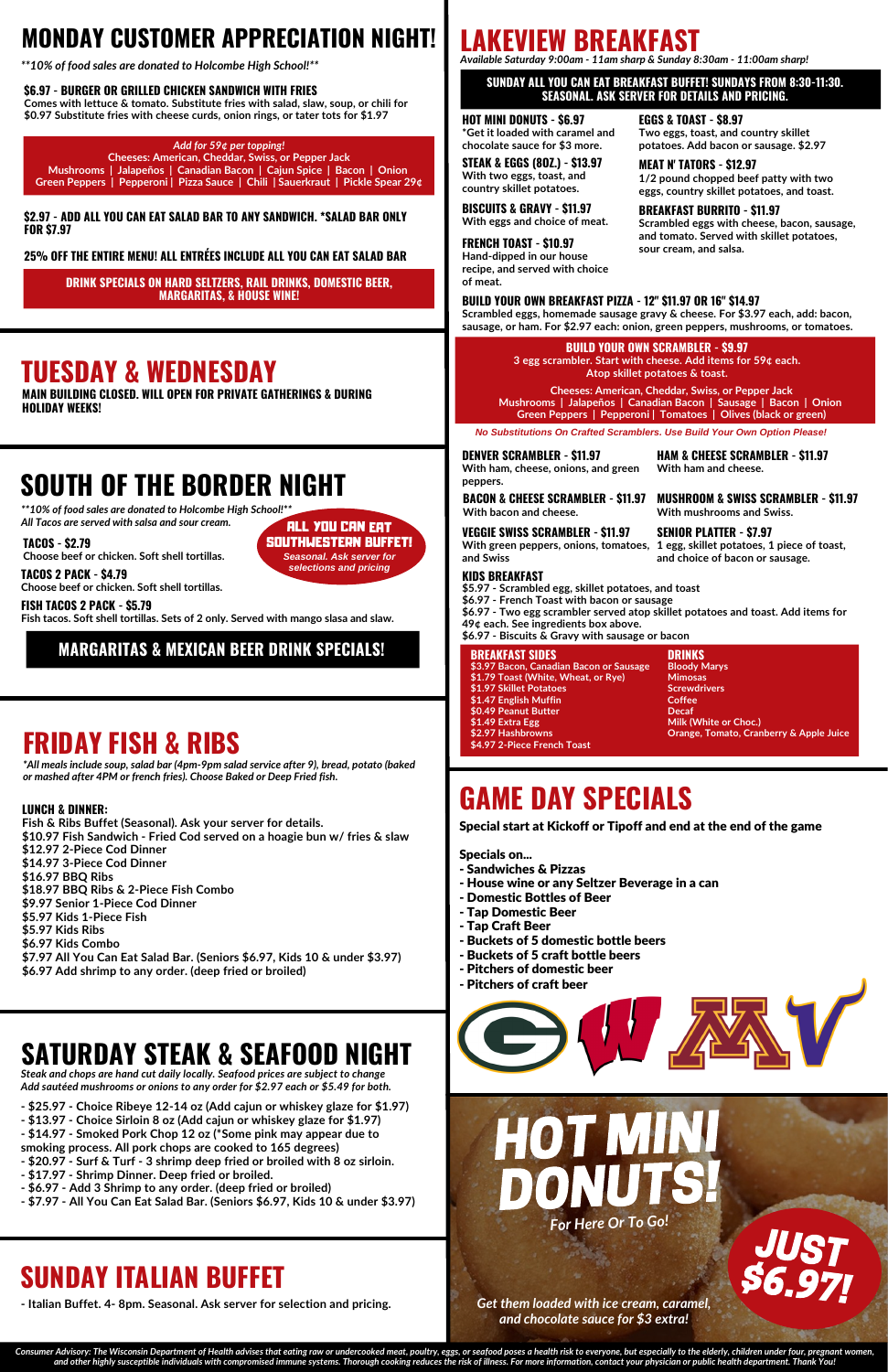# MONDAY CUSTOMER APPRECIATION NIGHT!

***10% of food sales are donated to Holcombe High School!***

**$6.97 - BURGER OR GRILLED CHICKEN SANDWICH WITH FRIES**
Comes with lettuce & tomato. Substitute fries with salad, slaw, soup, or chili for $0.97 Substitute fries with cheese curds, onion rings, or tater tots for $1.97

*Add for 59¢ per topping!*
Cheeses: American, Cheddar, Swiss, or Pepper Jack
Mushrooms | Jalapeños | Canadian Bacon | Cajun Spice | Bacon | Onion
Green Peppers | Pepperoni | Pizza Sauce | Chili | Sauerkraut | Pickle Spear 29¢

**$2.97 - ADD ALL YOU CAN EAT SALAD BAR TO ANY SANDWICH. *SALAD BAR ONLY FOR $7.97**

**25% OFF THE ENTIRE MENU! ALL ENTRÉES INCLUDE ALL YOU CAN EAT SALAD BAR**

**DRINK SPECIALS ON HARD SELTZERS, RAIL DRINKS, DOMESTIC BEER, MARGARITAS, & HOUSE WINE!**

# TUESDAY & WEDNESDAY

**MAIN BUILDING CLOSED. WILL OPEN FOR PRIVATE GATHERINGS & DURING HOLIDAY WEEKS!**

# SOUTH OF THE BORDER NIGHT

***10% of food sales are donated to Holcombe High School!***
*All Tacos are served with salsa and sour cream.*

**ALL YOU CAN EAT SOUTHWESTERN BUFFET!**
*Seasonal. Ask server for selections and pricing*

**TACOS - $2.79**
Choose beef or chicken. Soft shell tortillas.

**TACOS 2 PACK - $4.79**
Choose beef or chicken. Soft shell tortillas.

**FISH TACOS 2 PACK - $5.79**
Fish tacos. Soft shell tortillas. Sets of 2 only. Served with mango slasa and slaw.

**MARGARITAS & MEXICAN BEER DRINK SPECIALS!**

# FRIDAY FISH & RIBS

**All meals include soup, salad bar (4pm-9pm salad service after 9), bread, potato (baked or mashed after 4PM or french fries). Choose Baked or Deep Fried fish.*

**LUNCH & DINNER:**
Fish & Ribs Buffet (Seasonal). Ask your server for details.
$10.97 Fish Sandwich - Fried Cod served on a hoagie bun w/ fries & slaw
$12.97 2-Piece Cod Dinner
$14.97 3-Piece Cod Dinner
$16.97 BBQ Ribs
$18.97 BBQ Ribs & 2-Piece Fish Combo
$9.97 Senior 1-Piece Cod Dinner
$5.97 Kids 1-Piece Fish
$5.97 Kids Ribs
$6.97 Kids Combo
$7.97 All You Can Eat Salad Bar. (Seniors $6.97, Kids 10 & under $3.97)
$6.97 Add shrimp to any order. (deep fried or broiled)

# SATURDAY STEAK & SEAFOOD NIGHT

*Steak and chops are hand cut daily locally. Seafood prices are subject to change*
*Add sautéed mushrooms or onions to any order for $2.97 each or $5.49 for both.*

- $25.97 - Choice Ribeye 12-14 oz (Add cajun or whiskey glaze for $1.97)
- $13.97 - Choice Sirloin 8 oz (Add cajun or whiskey glaze for $1.97)
- $14.97 - Smoked Pork Chop 12 oz (*Some pink may appear due to smoking process. All pork chops are cooked to 165 degrees)
- $20.97 - Surf & Turf - 3 shrimp deep fried or broiled with 8 oz sirloin.
- $17.97 - Shrimp Dinner. Deep fried or broiled.
- $6.97 - Add 3 Shrimp to any order. (deep fried or broiled)
- $7.97 - All You Can Eat Salad Bar. (Seniors $6.97, Kids 10 & under $3.97)

# SUNDAY ITALIAN BUFFET

- Italian Buffet. 4- 8pm. Seasonal. Ask server for selection and pricing.

# LAKEVIEW BREAKFAST

*Available Saturday 9:00am - 11am sharp & Sunday 8:30am - 11:00am sharp!*

**SUNDAY ALL YOU CAN EAT BREAKFAST BUFFET! SUNDAYS FROM 8:30-11:30. SEASONAL. ASK SERVER FOR DETAILS AND PRICING.**

**HOT MINI DONUTS - $6.97**
*Get it loaded with caramel and chocolate sauce for $3 more.

**STEAK & EGGS (8OZ.) - $13.97**
With two eggs, toast, and country skillet potatoes.

**BISCUITS & GRAVY - $11.97**
With eggs and choice of meat.

**FRENCH TOAST - $10.97**
Hand-dipped in our house recipe, and served with choice of meat.

**EGGS & TOAST - $8.97**
Two eggs, toast, and country skillet potatoes. Add bacon or sausage. $2.97

**MEAT N' TATORS - $12.97**
1/2 pound chopped beef patty with two eggs, country skillet potatoes, and toast.

**BREAKFAST BURRITO - $11.97**
Scrambled eggs with cheese, bacon, sausage, and tomato. Served with skillet potatoes, sour cream, and salsa.

**BUILD YOUR OWN BREAKFAST PIZZA - 12" $11.97 OR 16" $14.97**
Scrambled eggs, homemade sausage gravy & cheese. For $3.97 each, add: bacon, sausage, or ham. For $2.97 each: onion, green peppers, mushrooms, or tomatoes.

**BUILD YOUR OWN SCRAMBLER - $9.97**
3 egg scrambler. Start with cheese. Add items for 59¢ each.
Atop skillet potatoes & toast.

Cheeses: American, Cheddar, Swiss, or Pepper Jack
Mushrooms | Jalapeños | Canadian Bacon | Sausage | Bacon | Onion
Green Peppers | Pepperoni | Tomatoes | Olives (black or green)

*No Substitutions On Crafted Scramblers. Use Build Your Own Option Please!*

**DENVER SCRAMBLER - $11.97**
With ham, cheese, onions, and green peppers.

**BACON & CHEESE SCRAMBLER - $11.97**
With bacon and cheese.

**VEGGIE SWISS SCRAMBLER - $11.97**
With green peppers, onions, tomatoes, and Swiss

**HAM & CHEESE SCRAMBLER - $11.97**
With ham and cheese.

**MUSHROOM & SWISS SCRAMBLER - $11.97**
With mushrooms and Swiss.

**SENIOR PLATTER - $7.97**
1 egg, skillet potatoes, 1 piece of toast, and choice of bacon or sausage.

**KIDS BREAKFAST**
$5.97 - Scrambled egg, skillet potatoes, and toast
$6.97 - French Toast with bacon or sausage
$6.97 - Two egg scrambler served atop skillet potatoes and toast. Add items for 49¢ each. See ingredients box above.
$6.97 - Biscuits & Gravy with sausage or bacon

**BREAKFAST SIDES**
$3.97 Bacon, Canadian Bacon or Sausage
$1.79 Toast (White, Wheat, or Rye)
$1.97 Skillet Potatoes
$1.47 English Muffin
$0.49 Peanut Butter
$1.49 Extra Egg
$2.97 Hashbrowns
$4.97 2-Piece French Toast

**DRINKS**
Bloody Marys
Mimosas
Screwdrivers
Coffee
Decaf
Milk (White or Choc.)
Orange, Tomato, Cranberry & Apple Juice

# GAME DAY SPECIALS

Special start at Kickoff or Tipoff and end at the end of the game

Specials on...
- Sandwiches & Pizzas
- House wine or any Seltzer Beverage in a can
- Domestic Bottles of Beer
- Tap Domestic Beer
- Tap Craft Beer
- Buckets of 5 domestic bottle beers
- Buckets of 5 craft bottle beers
- Pitchers of domestic beer
- Pitchers of craft beer

# HOT MINI DONUTS!

*For Here Or To Go!*

**JUST $6.97!**

*Get them loaded with ice cream, caramel, and chocolate sauce for $3 extra!*

*Consumer Advisory: The Wisconsin Department of Health advises that eating raw or undercooked meat, poultry, eggs, or seafood poses a health risk to everyone, but especially to the elderly, children under four, pregnant women, and other highly susceptible individuals with compromised immune systems. Thorough cooking reduces the risk of illness. For more information, contact your physician or public health department. Thank You!*